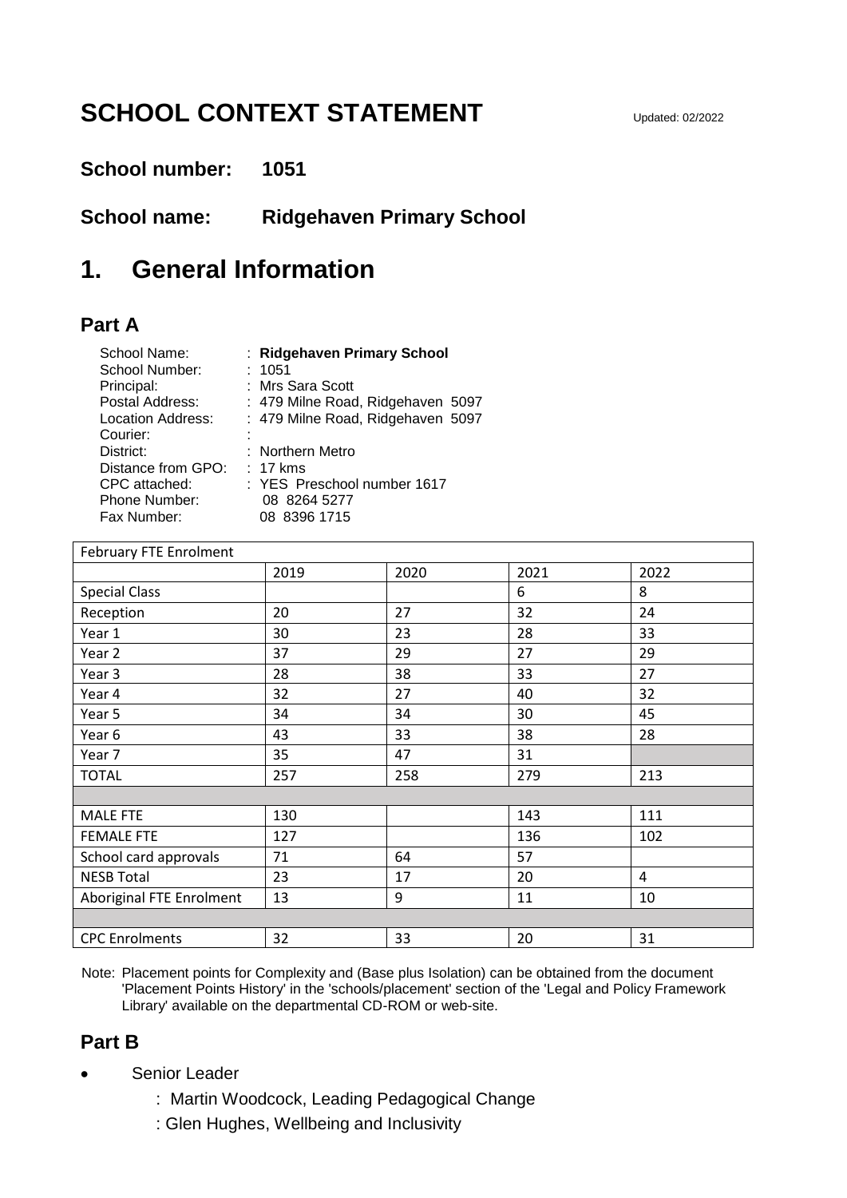# SCHOOL CONTEXT STATEMENT

Updated: 02/2022

**School number: 1051**

**School name: Ridgehaven Primary School**

# 1. General Information

## Part A

School Name: : **Ridgehaven Primary School**
School Number: : 1051
Principal: : Mrs Sara Scott
Postal Address: : 479 Milne Road, Ridgehaven 5097
Location Address: : 479 Milne Road, Ridgehaven 5097
Courier: :
District: : Northern Metro
Distance from GPO: : 17 kms
CPC attached: : YES Preschool number 1617
Phone Number: 08 8264 5277
Fax Number: 08 8396 1715

| February FTE Enrolment | | | | |
|---|---|---|---|---|
| | 2019 | 2020 | 2021 | 2022 |
| Special Class | | | 6 | 8 |
| Reception | 20 | 27 | 32 | 24 |
| Year 1 | 30 | 23 | 28 | 33 |
| Year 2 | 37 | 29 | 27 | 29 |
| Year 3 | 28 | 38 | 33 | 27 |
| Year 4 | 32 | 27 | 40 | 32 |
| Year 5 | 34 | 34 | 30 | 45 |
| Year 6 | 43 | 33 | 38 | 28 |
| Year 7 | 35 | 47 | 31 | |
| TOTAL | 257 | 258 | 279 | 213 |
| | | | | |
| MALE FTE | 130 | | 143 | 111 |
| FEMALE FTE | 127 | | 136 | 102 |
| School card approvals | 71 | 64 | 57 | |
| NESB Total | 23 | 17 | 20 | 4 |
| Aboriginal FTE Enrolment | 13 | 9 | 11 | 10 |
| | | | | |
| CPC Enrolments | 32 | 33 | 20 | 31 |

Note: Placement points for Complexity and (Base plus Isolation) can be obtained from the document 'Placement Points History' in the 'schools/placement' section of the 'Legal and Policy Framework Library' available on the departmental CD-ROM or web-site.

## Part B

- Senior Leader
  - : Martin Woodcock, Leading Pedagogical Change
  - : Glen Hughes, Wellbeing and Inclusivity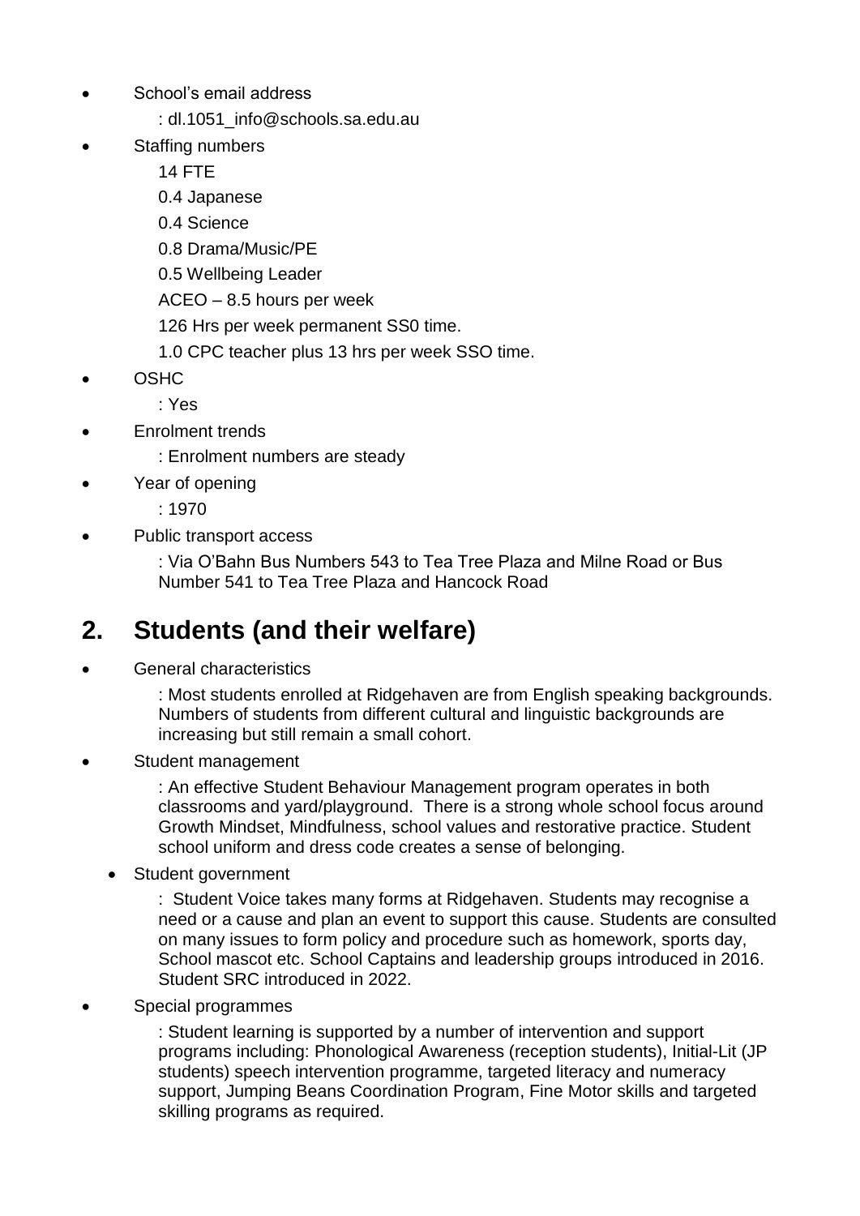- School's email address
  : dl.1051_info@schools.sa.edu.au
- Staffing numbers
  14 FTE
  0.4 Japanese
  0.4 Science
  0.8 Drama/Music/PE
  0.5 Wellbeing Leader
  ACEO – 8.5 hours per week
  126 Hrs per week permanent SS0 time.
  1.0 CPC teacher plus 13 hrs per week SSO time.
- OSHC
  : Yes
- Enrolment trends
  : Enrolment numbers are steady
- Year of opening
  : 1970
- Public transport access
  : Via O'Bahn Bus Numbers 543 to Tea Tree Plaza and Milne Road or Bus Number 541 to Tea Tree Plaza and Hancock Road

## 2. Students (and their welfare)

- General characteristics
  : Most students enrolled at Ridgehaven are from English speaking backgrounds. Numbers of students from different cultural and linguistic backgrounds are increasing but still remain a small cohort.
- Student management
  : An effective Student Behaviour Management program operates in both classrooms and yard/playground. There is a strong whole school focus around Growth Mindset, Mindfulness, school values and restorative practice. Student school uniform and dress code creates a sense of belonging.
- Student government
  : Student Voice takes many forms at Ridgehaven. Students may recognise a need or a cause and plan an event to support this cause. Students are consulted on many issues to form policy and procedure such as homework, sports day, School mascot etc. School Captains and leadership groups introduced in 2016. Student SRC introduced in 2022.
- Special programmes
  : Student learning is supported by a number of intervention and support programs including: Phonological Awareness (reception students), Initial-Lit (JP students) speech intervention programme, targeted literacy and numeracy support, Jumping Beans Coordination Program, Fine Motor skills and targeted skilling programs as required.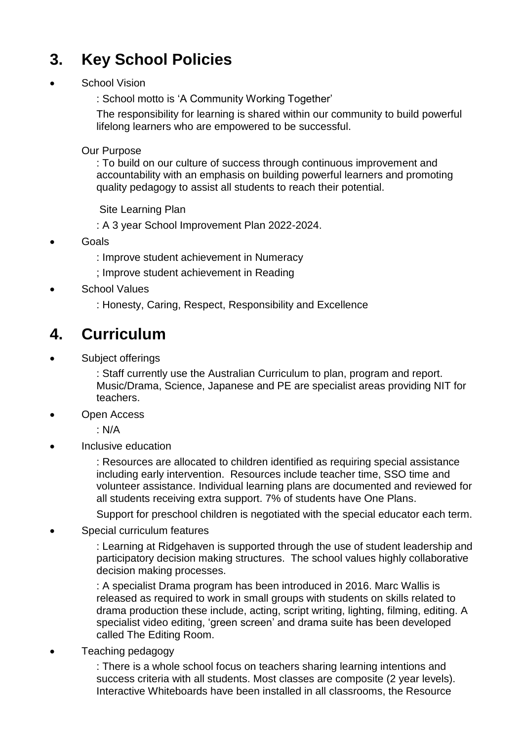# 3. Key School Policies

- School Vision

  : School motto is 'A Community Working Together'

  The responsibility for learning is shared within our community to build powerful lifelong learners who are empowered to be successful.

  Our Purpose

  : To build on our culture of success through continuous improvement and accountability with an emphasis on building powerful learners and promoting quality pedagogy to assist all students to reach their potential.

  Site Learning Plan

  : A 3 year School Improvement Plan 2022-2024.

- Goals

  : Improve student achievement in Numeracy

  ; Improve student achievement in Reading

- School Values

  : Honesty, Caring, Respect, Responsibility and Excellence

# 4. Curriculum

- Subject offerings

  : Staff currently use the Australian Curriculum to plan, program and report. Music/Drama, Science, Japanese and PE are specialist areas providing NIT for teachers.

- Open Access

  : N/A

- Inclusive education

  : Resources are allocated to children identified as requiring special assistance including early intervention. Resources include teacher time, SSO time and volunteer assistance. Individual learning plans are documented and reviewed for all students receiving extra support. 7% of students have One Plans.

  Support for preschool children is negotiated with the special educator each term.

- Special curriculum features

  : Learning at Ridgehaven is supported through the use of student leadership and participatory decision making structures. The school values highly collaborative decision making processes.

  : A specialist Drama program has been introduced in 2016. Marc Wallis is released as required to work in small groups with students on skills related to drama production these include, acting, script writing, lighting, filming, editing. A specialist video editing, 'green screen' and drama suite has been developed called The Editing Room.

- Teaching pedagogy

  : There is a whole school focus on teachers sharing learning intentions and success criteria with all students. Most classes are composite (2 year levels). Interactive Whiteboards have been installed in all classrooms, the Resource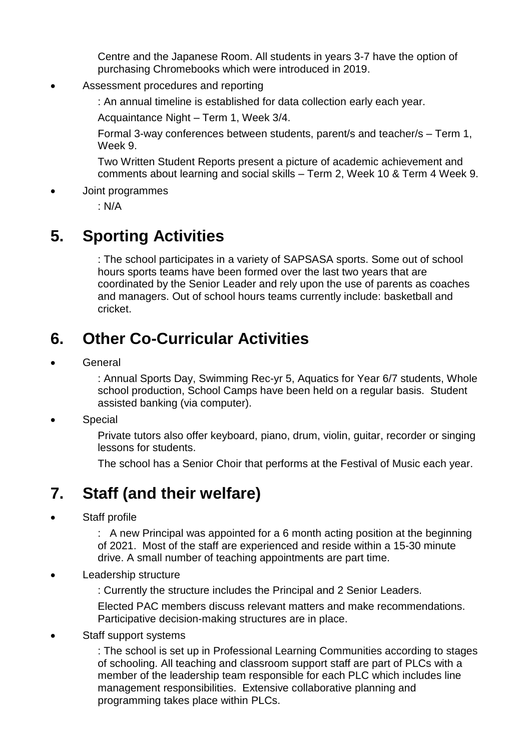Centre and the Japanese Room. All students in years 3-7 have the option of purchasing Chromebooks which were introduced in 2019.

- Assessment procedures and reporting

  : An annual timeline is established for data collection early each year.

  Acquaintance Night – Term 1, Week 3/4.

  Formal 3-way conferences between students, parent/s and teacher/s – Term 1, Week 9.

  Two Written Student Reports present a picture of academic achievement and comments about learning and social skills – Term 2, Week 10 & Term 4 Week 9.

- Joint programmes

  : N/A

## 5. Sporting Activities

: The school participates in a variety of SAPSASA sports. Some out of school hours sports teams have been formed over the last two years that are coordinated by the Senior Leader and rely upon the use of parents as coaches and managers. Out of school hours teams currently include: basketball and cricket.

## 6. Other Co-Curricular Activities

- General

  : Annual Sports Day, Swimming Rec-yr 5, Aquatics for Year 6/7 students, Whole school production, School Camps have been held on a regular basis. Student assisted banking (via computer).

- Special

  Private tutors also offer keyboard, piano, drum, violin, guitar, recorder or singing lessons for students.

  The school has a Senior Choir that performs at the Festival of Music each year.

## 7. Staff (and their welfare)

- Staff profile

  : A new Principal was appointed for a 6 month acting position at the beginning of 2021. Most of the staff are experienced and reside within a 15-30 minute drive. A small number of teaching appointments are part time.

- Leadership structure

  : Currently the structure includes the Principal and 2 Senior Leaders.

  Elected PAC members discuss relevant matters and make recommendations. Participative decision-making structures are in place.

- Staff support systems

  : The school is set up in Professional Learning Communities according to stages of schooling. All teaching and classroom support staff are part of PLCs with a member of the leadership team responsible for each PLC which includes line management responsibilities. Extensive collaborative planning and programming takes place within PLCs.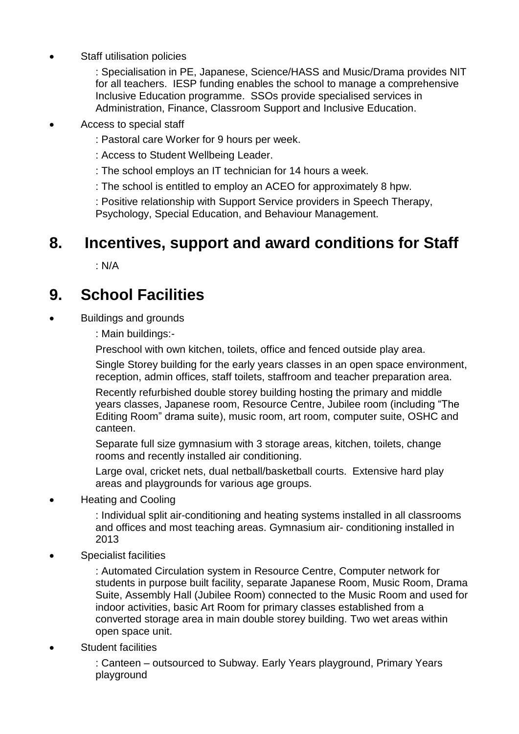- Staff utilisation policies

  : Specialisation in PE, Japanese, Science/HASS and Music/Drama provides NIT for all teachers. IESP funding enables the school to manage a comprehensive Inclusive Education programme. SSOs provide specialised services in Administration, Finance, Classroom Support and Inclusive Education.

- Access to special staff

  : Pastoral care Worker for 9 hours per week.

  : Access to Student Wellbeing Leader.

  : The school employs an IT technician for 14 hours a week.

  : The school is entitled to employ an ACEO for approximately 8 hpw.

  : Positive relationship with Support Service providers in Speech Therapy, Psychology, Special Education, and Behaviour Management.

## 8. Incentives, support and award conditions for Staff

: N/A

## 9. School Facilities

- Buildings and grounds

  : Main buildings:-

  Preschool with own kitchen, toilets, office and fenced outside play area.

  Single Storey building for the early years classes in an open space environment, reception, admin offices, staff toilets, staffroom and teacher preparation area.

  Recently refurbished double storey building hosting the primary and middle years classes, Japanese room, Resource Centre, Jubilee room (including "The Editing Room" drama suite), music room, art room, computer suite, OSHC and canteen.

  Separate full size gymnasium with 3 storage areas, kitchen, toilets, change rooms and recently installed air conditioning.

  Large oval, cricket nets, dual netball/basketball courts. Extensive hard play areas and playgrounds for various age groups.

- Heating and Cooling

  : Individual split air-conditioning and heating systems installed in all classrooms and offices and most teaching areas. Gymnasium air- conditioning installed in 2013

- Specialist facilities

  : Automated Circulation system in Resource Centre, Computer network for students in purpose built facility, separate Japanese Room, Music Room, Drama Suite, Assembly Hall (Jubilee Room) connected to the Music Room and used for indoor activities, basic Art Room for primary classes established from a converted storage area in main double storey building. Two wet areas within open space unit.

- Student facilities

  : Canteen – outsourced to Subway. Early Years playground, Primary Years playground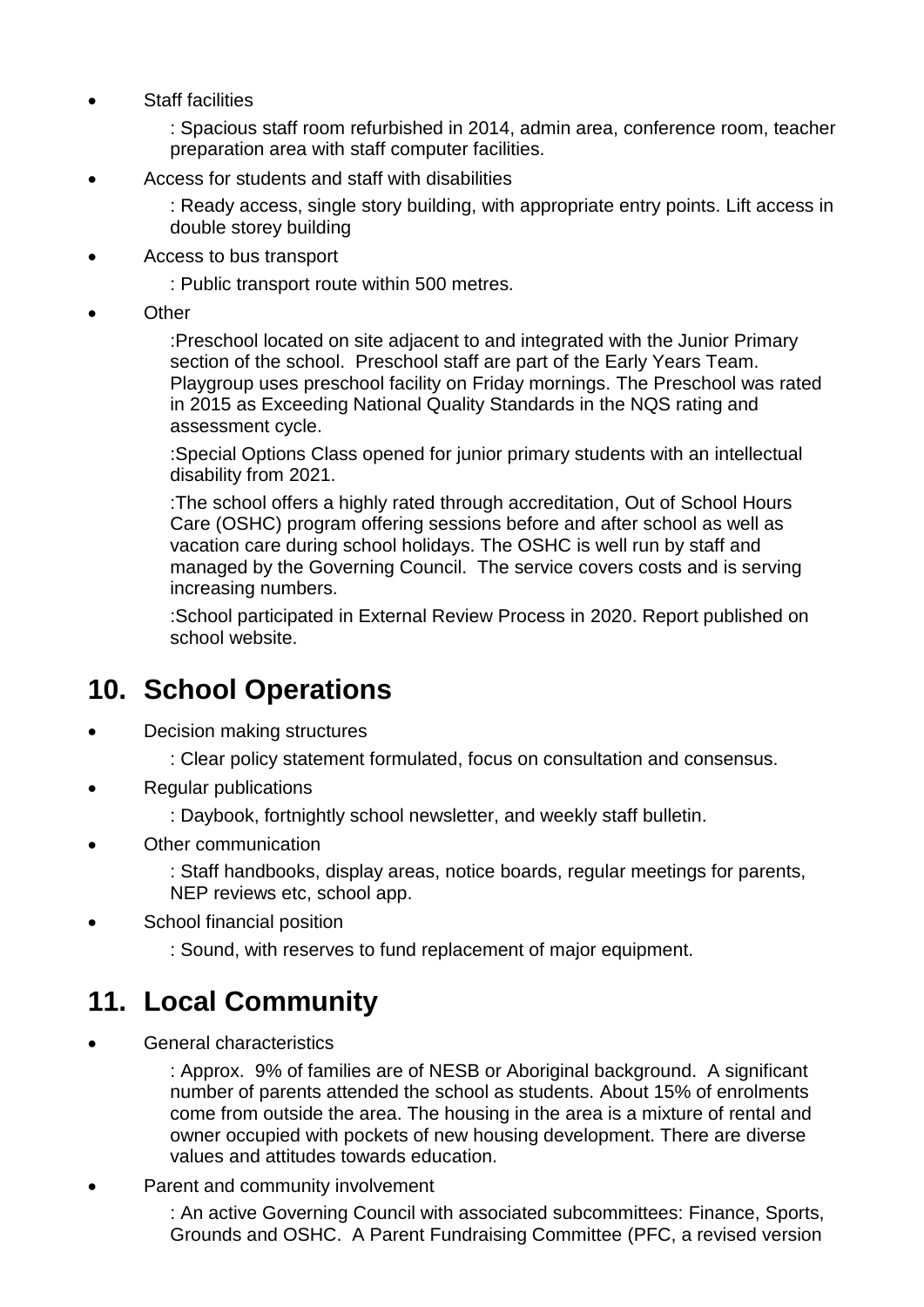- Staff facilities

  : Spacious staff room refurbished in 2014, admin area, conference room, teacher preparation area with staff computer facilities.

- Access for students and staff with disabilities

  : Ready access, single story building, with appropriate entry points. Lift access in double storey building

- Access to bus transport

  : Public transport route within 500 metres.

- Other

  :Preschool located on site adjacent to and integrated with the Junior Primary section of the school. Preschool staff are part of the Early Years Team. Playgroup uses preschool facility on Friday mornings. The Preschool was rated in 2015 as Exceeding National Quality Standards in the NQS rating and assessment cycle.

  :Special Options Class opened for junior primary students with an intellectual disability from 2021.

  :The school offers a highly rated through accreditation, Out of School Hours Care (OSHC) program offering sessions before and after school as well as vacation care during school holidays. The OSHC is well run by staff and managed by the Governing Council. The service covers costs and is serving increasing numbers.

  :School participated in External Review Process in 2020. Report published on school website.

## 10. School Operations

- Decision making structures

  : Clear policy statement formulated, focus on consultation and consensus.

- Regular publications

  : Daybook, fortnightly school newsletter, and weekly staff bulletin.

- Other communication

  : Staff handbooks, display areas, notice boards, regular meetings for parents, NEP reviews etc, school app.

- School financial position

  : Sound, with reserves to fund replacement of major equipment.

## 11. Local Community

- General characteristics

  : Approx. 9% of families are of NESB or Aboriginal background. A significant number of parents attended the school as students. About 15% of enrolments come from outside the area. The housing in the area is a mixture of rental and owner occupied with pockets of new housing development. There are diverse values and attitudes towards education.

- Parent and community involvement

  : An active Governing Council with associated subcommittees: Finance, Sports, Grounds and OSHC. A Parent Fundraising Committee (PFC, a revised version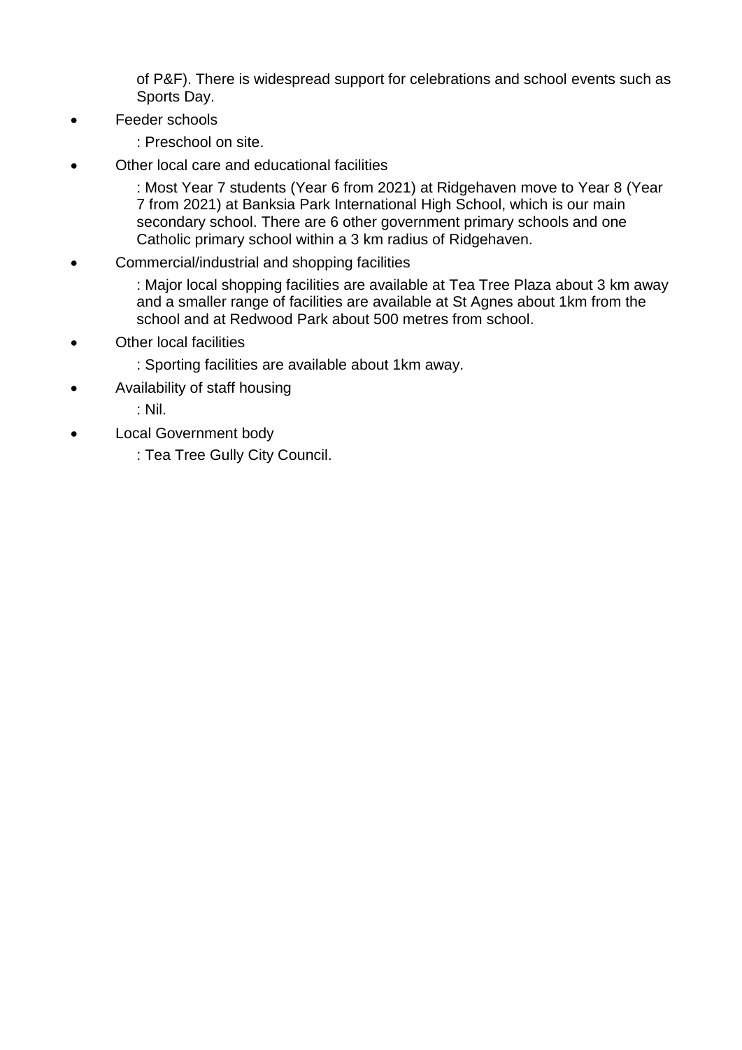of P&F). There is widespread support for celebrations and school events such as Sports Day.

- Feeder schools

  : Preschool on site.

- Other local care and educational facilities

  : Most Year 7 students (Year 6 from 2021) at Ridgehaven move to Year 8 (Year 7 from 2021) at Banksia Park International High School, which is our main secondary school. There are 6 other government primary schools and one Catholic primary school within a 3 km radius of Ridgehaven.

- Commercial/industrial and shopping facilities

  : Major local shopping facilities are available at Tea Tree Plaza about 3 km away and a smaller range of facilities are available at St Agnes about 1km from the school and at Redwood Park about 500 metres from school.

- Other local facilities

  : Sporting facilities are available about 1km away.

- Availability of staff housing

  : Nil.

- Local Government body

  : Tea Tree Gully City Council.